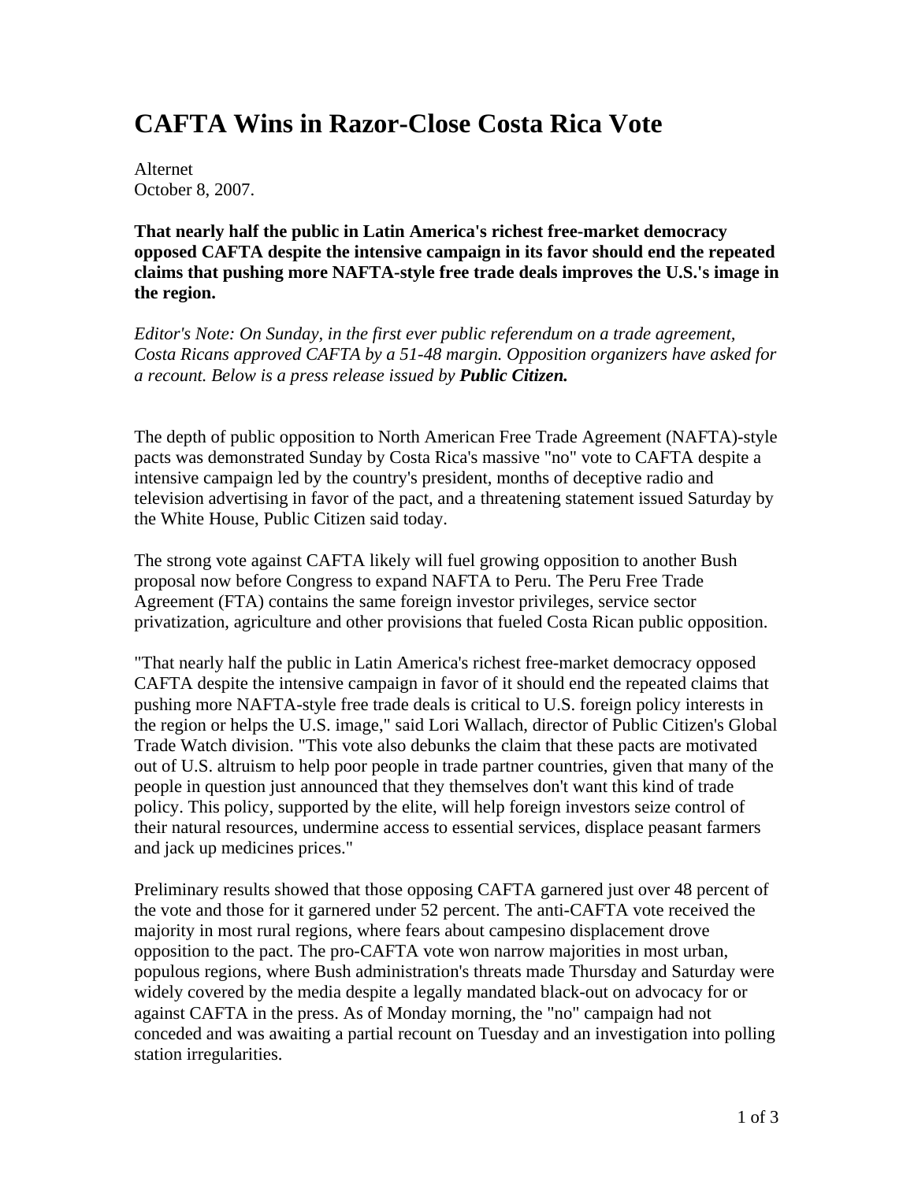# CAFTA Wins in Razor-Close Costa Rica Vote

Alternet
October 8, 2007.

**That nearly half the public in Latin America's richest free-market democracy opposed CAFTA despite the intensive campaign in its favor should end the repeated claims that pushing more NAFTA-style free trade deals improves the U.S.'s image in the region.**

*Editor's Note: On Sunday, in the first ever public referendum on a trade agreement, Costa Ricans approved CAFTA by a 51-48 margin. Opposition organizers have asked for a recount. Below is a press release issued by **Public Citizen.***

The depth of public opposition to North American Free Trade Agreement (NAFTA)-style pacts was demonstrated Sunday by Costa Rica's massive "no" vote to CAFTA despite a intensive campaign led by the country's president, months of deceptive radio and television advertising in favor of the pact, and a threatening statement issued Saturday by the White House, Public Citizen said today.

The strong vote against CAFTA likely will fuel growing opposition to another Bush proposal now before Congress to expand NAFTA to Peru. The Peru Free Trade Agreement (FTA) contains the same foreign investor privileges, service sector privatization, agriculture and other provisions that fueled Costa Rican public opposition.

"That nearly half the public in Latin America's richest free-market democracy opposed CAFTA despite the intensive campaign in favor of it should end the repeated claims that pushing more NAFTA-style free trade deals is critical to U.S. foreign policy interests in the region or helps the U.S. image," said Lori Wallach, director of Public Citizen's Global Trade Watch division. "This vote also debunks the claim that these pacts are motivated out of U.S. altruism to help poor people in trade partner countries, given that many of the people in question just announced that they themselves don't want this kind of trade policy. This policy, supported by the elite, will help foreign investors seize control of their natural resources, undermine access to essential services, displace peasant farmers and jack up medicines prices."

Preliminary results showed that those opposing CAFTA garnered just over 48 percent of the vote and those for it garnered under 52 percent. The anti-CAFTA vote received the majority in most rural regions, where fears about campesino displacement drove opposition to the pact. The pro-CAFTA vote won narrow majorities in most urban, populous regions, where Bush administration's threats made Thursday and Saturday were widely covered by the media despite a legally mandated black-out on advocacy for or against CAFTA in the press. As of Monday morning, the "no" campaign had not conceded and was awaiting a partial recount on Tuesday and an investigation into polling station irregularities.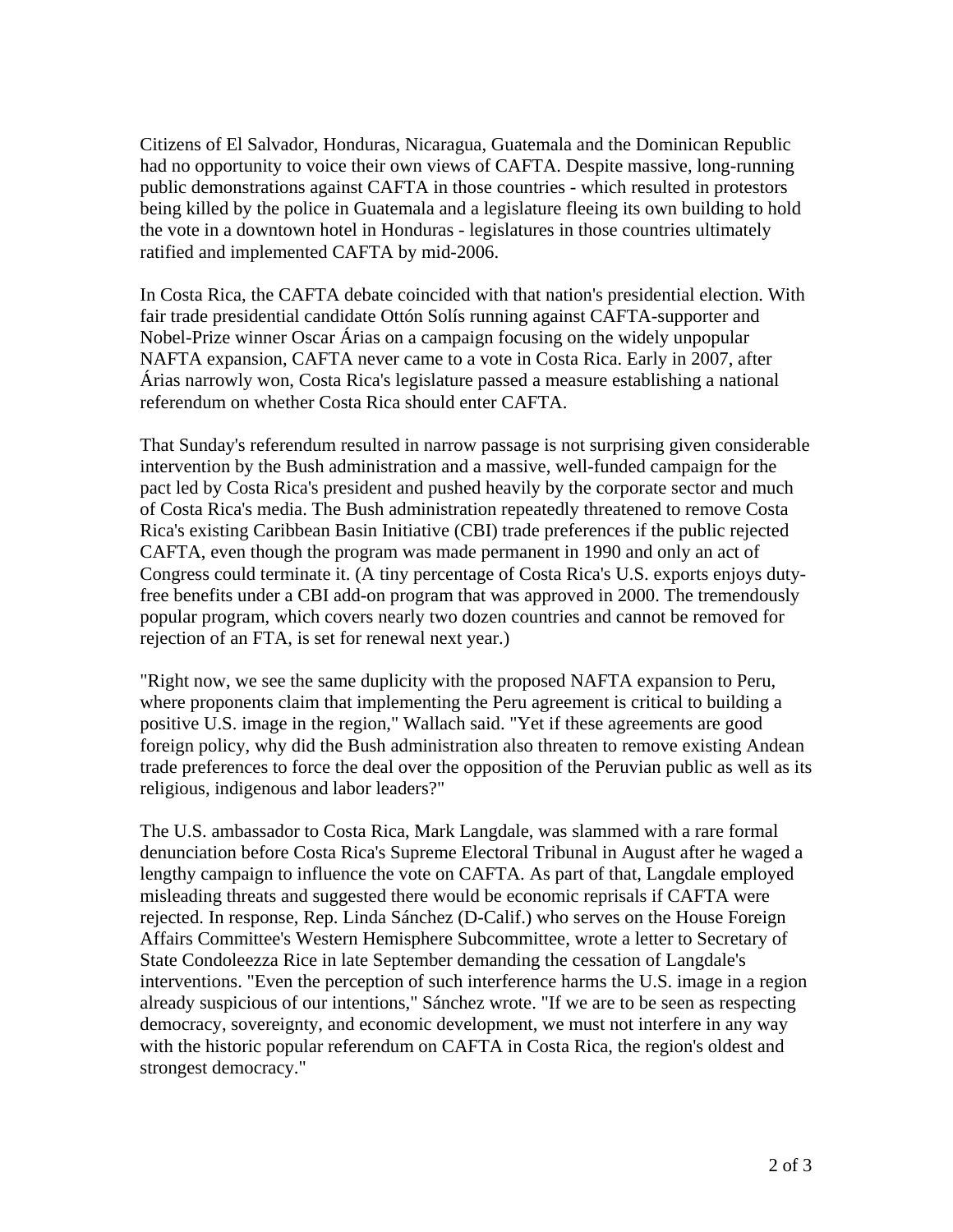Citizens of El Salvador, Honduras, Nicaragua, Guatemala and the Dominican Republic had no opportunity to voice their own views of CAFTA. Despite massive, long-running public demonstrations against CAFTA in those countries - which resulted in protestors being killed by the police in Guatemala and a legislature fleeing its own building to hold the vote in a downtown hotel in Honduras - legislatures in those countries ultimately ratified and implemented CAFTA by mid-2006.

In Costa Rica, the CAFTA debate coincided with that nation's presidential election. With fair trade presidential candidate Ottón Solís running against CAFTA-supporter and Nobel-Prize winner Oscar Árias on a campaign focusing on the widely unpopular NAFTA expansion, CAFTA never came to a vote in Costa Rica. Early in 2007, after Árias narrowly won, Costa Rica's legislature passed a measure establishing a national referendum on whether Costa Rica should enter CAFTA.

That Sunday's referendum resulted in narrow passage is not surprising given considerable intervention by the Bush administration and a massive, well-funded campaign for the pact led by Costa Rica's president and pushed heavily by the corporate sector and much of Costa Rica's media. The Bush administration repeatedly threatened to remove Costa Rica's existing Caribbean Basin Initiative (CBI) trade preferences if the public rejected CAFTA, even though the program was made permanent in 1990 and only an act of Congress could terminate it. (A tiny percentage of Costa Rica's U.S. exports enjoys duty-free benefits under a CBI add-on program that was approved in 2000. The tremendously popular program, which covers nearly two dozen countries and cannot be removed for rejection of an FTA, is set for renewal next year.)

"Right now, we see the same duplicity with the proposed NAFTA expansion to Peru, where proponents claim that implementing the Peru agreement is critical to building a positive U.S. image in the region," Wallach said. "Yet if these agreements are good foreign policy, why did the Bush administration also threaten to remove existing Andean trade preferences to force the deal over the opposition of the Peruvian public as well as its religious, indigenous and labor leaders?"

The U.S. ambassador to Costa Rica, Mark Langdale, was slammed with a rare formal denunciation before Costa Rica's Supreme Electoral Tribunal in August after he waged a lengthy campaign to influence the vote on CAFTA. As part of that, Langdale employed misleading threats and suggested there would be economic reprisals if CAFTA were rejected. In response, Rep. Linda Sánchez (D-Calif.) who serves on the House Foreign Affairs Committee's Western Hemisphere Subcommittee, wrote a letter to Secretary of State Condoleezza Rice in late September demanding the cessation of Langdale's interventions. "Even the perception of such interference harms the U.S. image in a region already suspicious of our intentions," Sánchez wrote. "If we are to be seen as respecting democracy, sovereignty, and economic development, we must not interfere in any way with the historic popular referendum on CAFTA in Costa Rica, the region's oldest and strongest democracy."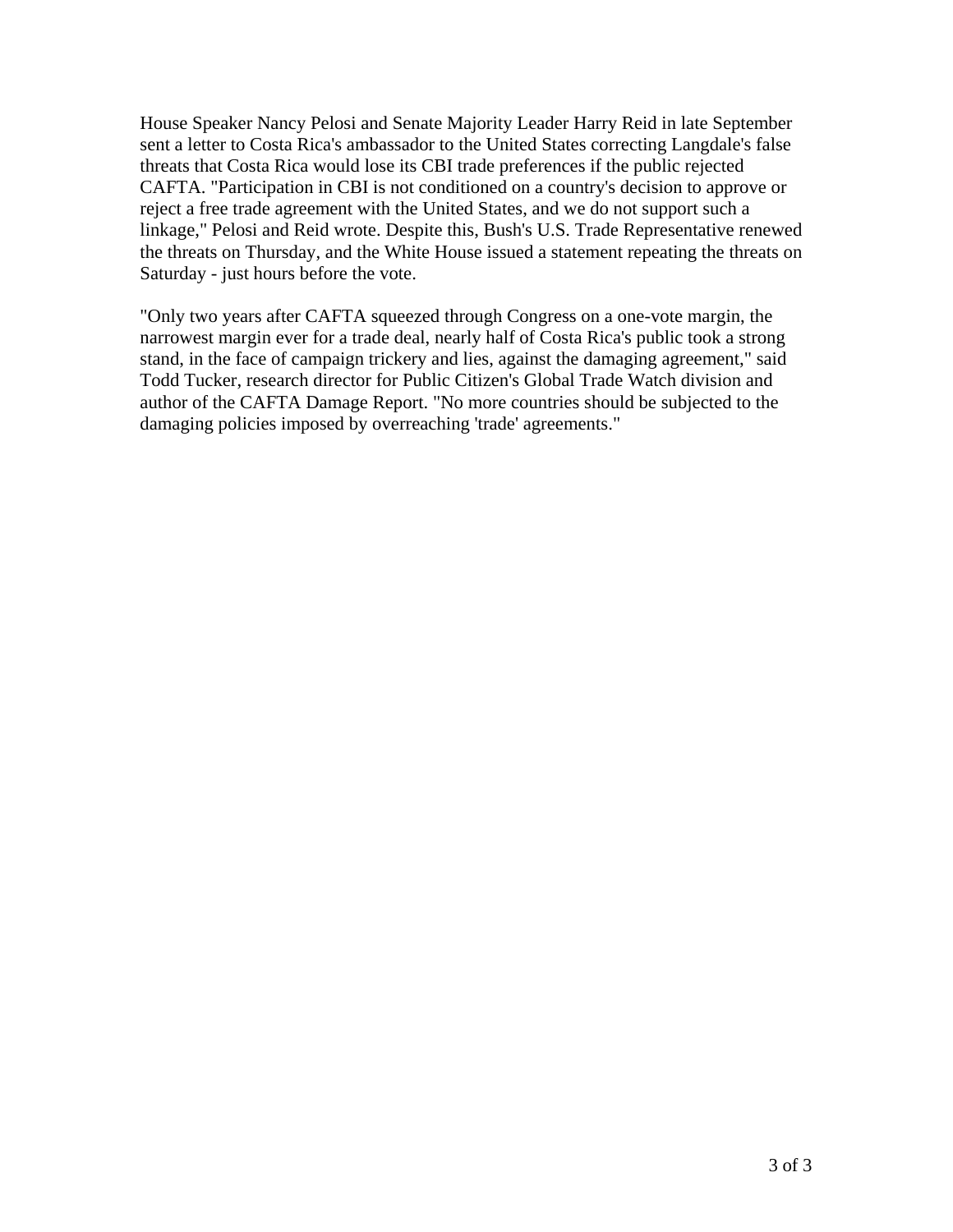House Speaker Nancy Pelosi and Senate Majority Leader Harry Reid in late September sent a letter to Costa Rica's ambassador to the United States correcting Langdale's false threats that Costa Rica would lose its CBI trade preferences if the public rejected CAFTA. "Participation in CBI is not conditioned on a country's decision to approve or reject a free trade agreement with the United States, and we do not support such a linkage," Pelosi and Reid wrote. Despite this, Bush's U.S. Trade Representative renewed the threats on Thursday, and the White House issued a statement repeating the threats on Saturday - just hours before the vote.

"Only two years after CAFTA squeezed through Congress on a one-vote margin, the narrowest margin ever for a trade deal, nearly half of Costa Rica's public took a strong stand, in the face of campaign trickery and lies, against the damaging agreement," said Todd Tucker, research director for Public Citizen's Global Trade Watch division and author of the CAFTA Damage Report. "No more countries should be subjected to the damaging policies imposed by overreaching 'trade' agreements."